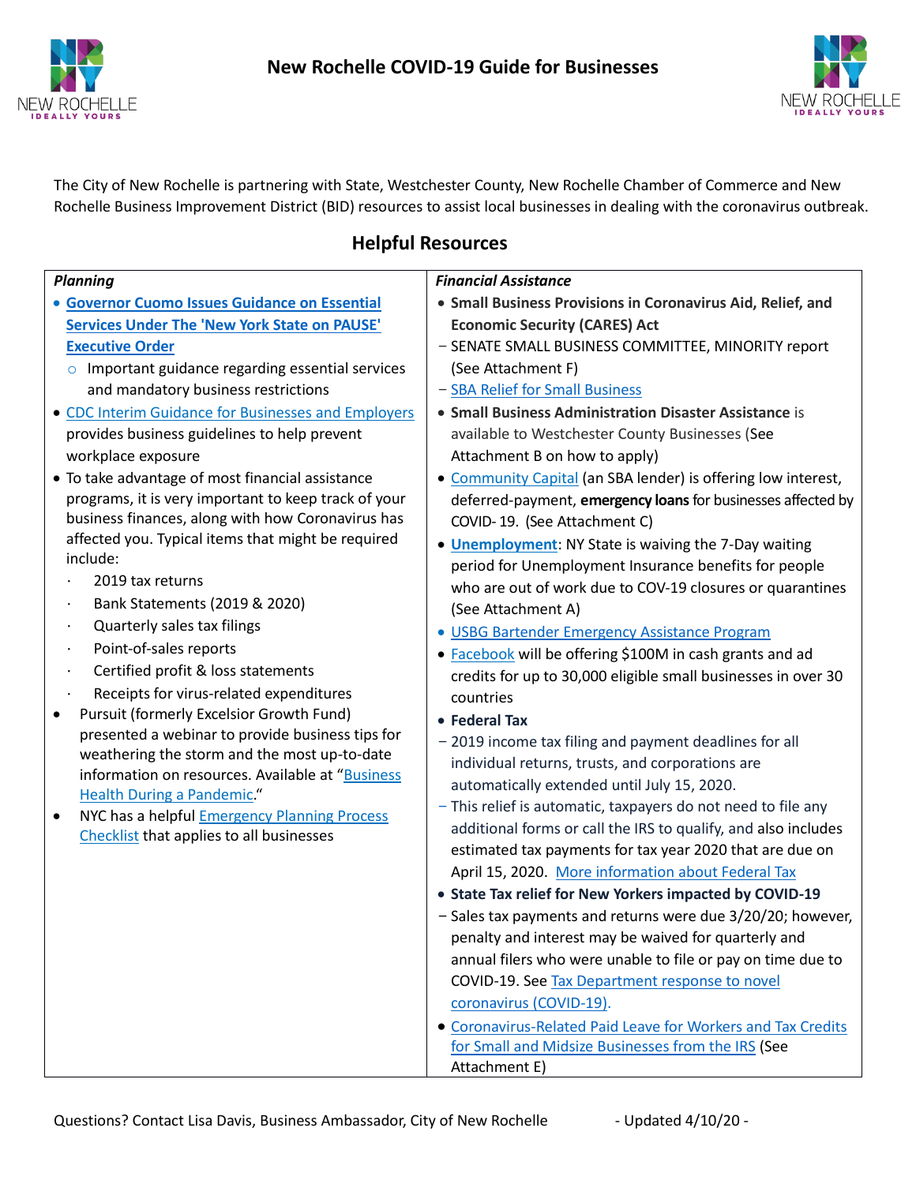# New Rochelle COVID-19 Guide for Businesses

The City of New Rochelle is partnering with State, Westchester County, New Rochelle Chamber of Commerce and New Rochelle Business Improvement District (BID) resources to assist local businesses in dealing with the coronavirus outbreak.

## Helpful Resources

### *Planning*

- **Governor Cuomo Issues Guidance on Essential Services Under The 'New York State on PAUSE' Executive Order**
  - Important guidance regarding essential services and mandatory business restrictions
- CDC Interim Guidance for Businesses and Employers provides business guidelines to help prevent workplace exposure
- To take advantage of most financial assistance programs, it is very important to keep track of your business finances, along with how Coronavirus has affected you. Typical items that might be required include:
  - 2019 tax returns
  - Bank Statements (2019 & 2020)
  - Quarterly sales tax filings
  - Point-of-sales reports
  - Certified profit & loss statements
  - Receipts for virus-related expenditures
- Pursuit (formerly Excelsior Growth Fund) presented a webinar to provide business tips for weathering the storm and the most up-to-date information on resources. Available at "Business Health During a Pandemic."
- NYC has a helpful Emergency Planning Process Checklist that applies to all businesses

### *Financial Assistance*

- **Small Business Provisions in Coronavirus Aid, Relief, and Economic Security (CARES) Act**
  - SENATE SMALL BUSINESS COMMITTEE, MINORITY report (See Attachment F)
  - SBA Relief for Small Business
- **Small Business Administration Disaster Assistance** is available to Westchester County Businesses (See Attachment B on how to apply)
- Community Capital (an SBA lender) is offering low interest, deferred-payment, **emergency loans** for businesses affected by COVID- 19. (See Attachment C)
- **Unemployment**: NY State is waiving the 7-Day waiting period for Unemployment Insurance benefits for people who are out of work due to COV-19 closures or quarantines (See Attachment A)
- USBG Bartender Emergency Assistance Program
- Facebook will be offering $100M in cash grants and ad credits for up to 30,000 eligible small businesses in over 30 countries
- **Federal Tax**
  - 2019 income tax filing and payment deadlines for all individual returns, trusts, and corporations are automatically extended until July 15, 2020.
  - This relief is automatic, taxpayers do not need to file any additional forms or call the IRS to qualify, and also includes estimated tax payments for tax year 2020 that are due on April 15, 2020. More information about Federal Tax
- **State Tax relief for New Yorkers impacted by COVID-19**
  - Sales tax payments and returns were due 3/20/20; however, penalty and interest may be waived for quarterly and annual filers who were unable to file or pay on time due to COVID-19. See Tax Department response to novel coronavirus (COVID-19).
- Coronavirus-Related Paid Leave for Workers and Tax Credits for Small and Midsize Businesses from the IRS (See Attachment E)

Questions? Contact Lisa Davis, Business Ambassador, City of New Rochelle - Updated 4/10/20 -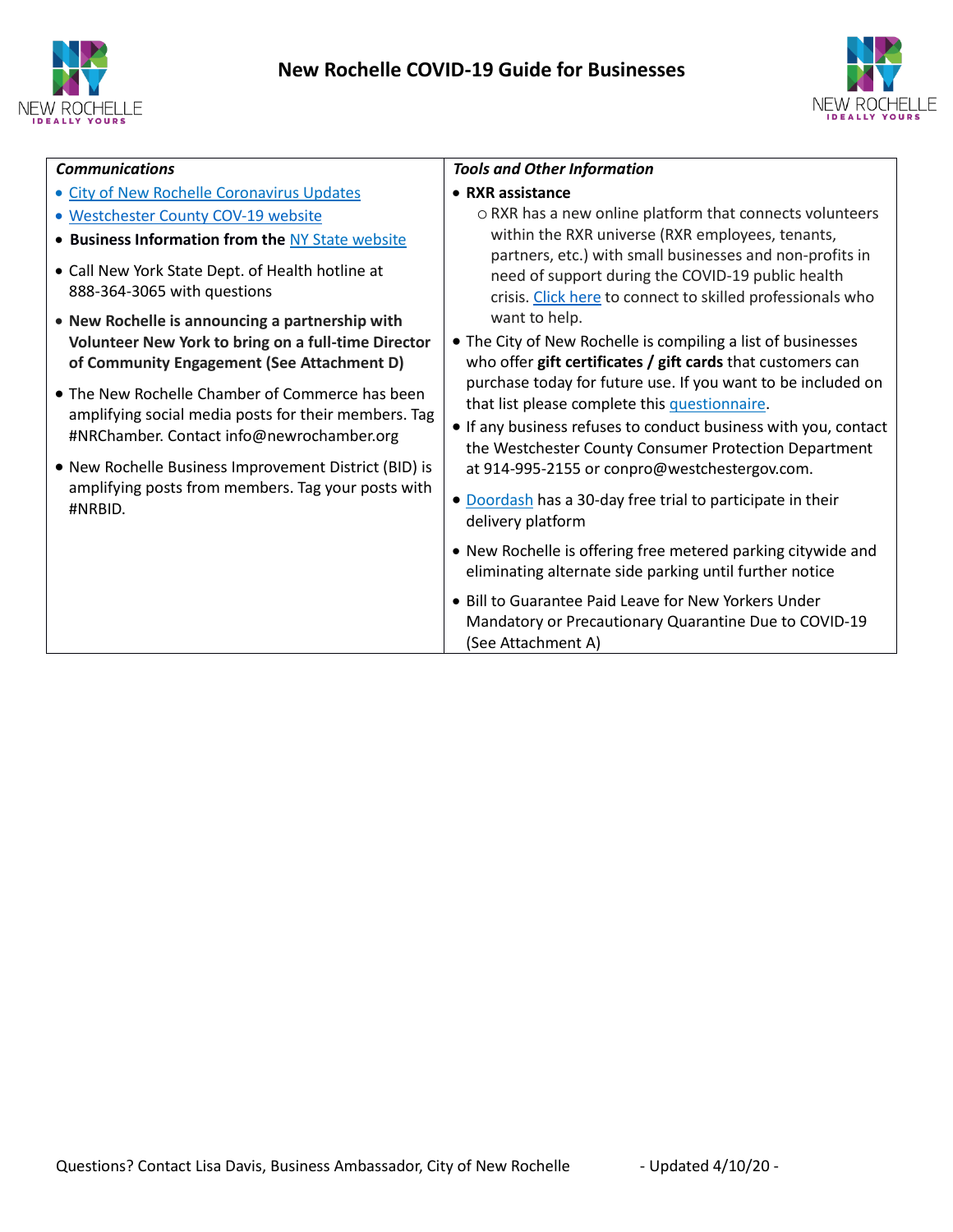# New Rochelle COVID-19 Guide for Businesses

| *Communications* | *Tools and Other Information* |
| --- | --- |
| • City of New Rochelle Coronavirus Updates<br>• Westchester County COV-19 website<br>• **Business Information from the** NY State website<br>• Call New York State Dept. of Health hotline at 888-364-3065 with questions<br>• **New Rochelle is announcing a partnership with Volunteer New York to bring on a full-time Director of Community Engagement (See Attachment D)**<br>• The New Rochelle Chamber of Commerce has been amplifying social media posts for their members. Tag #NRChamber. Contact info@newrochamber.org<br>• New Rochelle Business Improvement District (BID) is amplifying posts from members. Tag your posts with #NRBID. | • **RXR assistance**<br>  ○ RXR has a new online platform that connects volunteers within the RXR universe (RXR employees, tenants, partners, etc.) with small businesses and non-profits in need of support during the COVID-19 public health crisis. Click here to connect to skilled professionals who want to help.<br>• The City of New Rochelle is compiling a list of businesses who offer **gift certificates / gift cards** that customers can purchase today for future use. If you want to be included on that list please complete this questionnaire.<br>• If any business refuses to conduct business with you, contact the Westchester County Consumer Protection Department at 914-995-2155 or conpro@westchestergov.com.<br>• Doordash has a 30-day free trial to participate in their delivery platform<br>• New Rochelle is offering free metered parking citywide and eliminating alternate side parking until further notice<br>• Bill to Guarantee Paid Leave for New Yorkers Under Mandatory or Precautionary Quarantine Due to COVID-19 (See Attachment A) |

Questions? Contact Lisa Davis, Business Ambassador, City of New Rochelle - Updated 4/10/20 -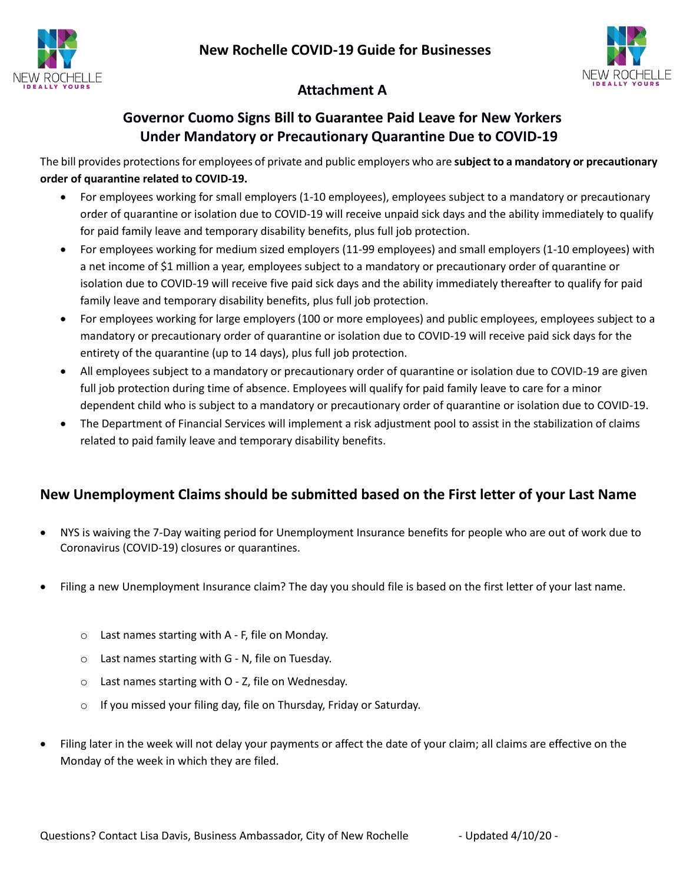## Attachment A

## Governor Cuomo Signs Bill to Guarantee Paid Leave for New Yorkers Under Mandatory or Precautionary Quarantine Due to COVID-19

The bill provides protections for employees of private and public employers who are **subject to a mandatory or precautionary order of quarantine related to COVID-19.**

- For employees working for small employers (1-10 employees), employees subject to a mandatory or precautionary order of quarantine or isolation due to COVID-19 will receive unpaid sick days and the ability immediately to qualify for paid family leave and temporary disability benefits, plus full job protection.
- For employees working for medium sized employers (11-99 employees) and small employers (1-10 employees) with a net income of $1 million a year, employees subject to a mandatory or precautionary order of quarantine or isolation due to COVID-19 will receive five paid sick days and the ability immediately thereafter to qualify for paid family leave and temporary disability benefits, plus full job protection.
- For employees working for large employers (100 or more employees) and public employees, employees subject to a mandatory or precautionary order of quarantine or isolation due to COVID-19 will receive paid sick days for the entirety of the quarantine (up to 14 days), plus full job protection.
- All employees subject to a mandatory or precautionary order of quarantine or isolation due to COVID-19 are given full job protection during time of absence. Employees will qualify for paid family leave to care for a minor dependent child who is subject to a mandatory or precautionary order of quarantine or isolation due to COVID-19.
- The Department of Financial Services will implement a risk adjustment pool to assist in the stabilization of claims related to paid family leave and temporary disability benefits.

## New Unemployment Claims should be submitted based on the First letter of your Last Name

- NYS is waiving the 7-Day waiting period for Unemployment Insurance benefits for people who are out of work due to Coronavirus (COVID-19) closures or quarantines.
- Filing a new Unemployment Insurance claim? The day you should file is based on the first letter of your last name.
  - Last names starting with A - F, file on Monday.
  - Last names starting with G - N, file on Tuesday.
  - Last names starting with O - Z, file on Wednesday.
  - If you missed your filing day, file on Thursday, Friday or Saturday.
- Filing later in the week will not delay your payments or affect the date of your claim; all claims are effective on the Monday of the week in which they are filed.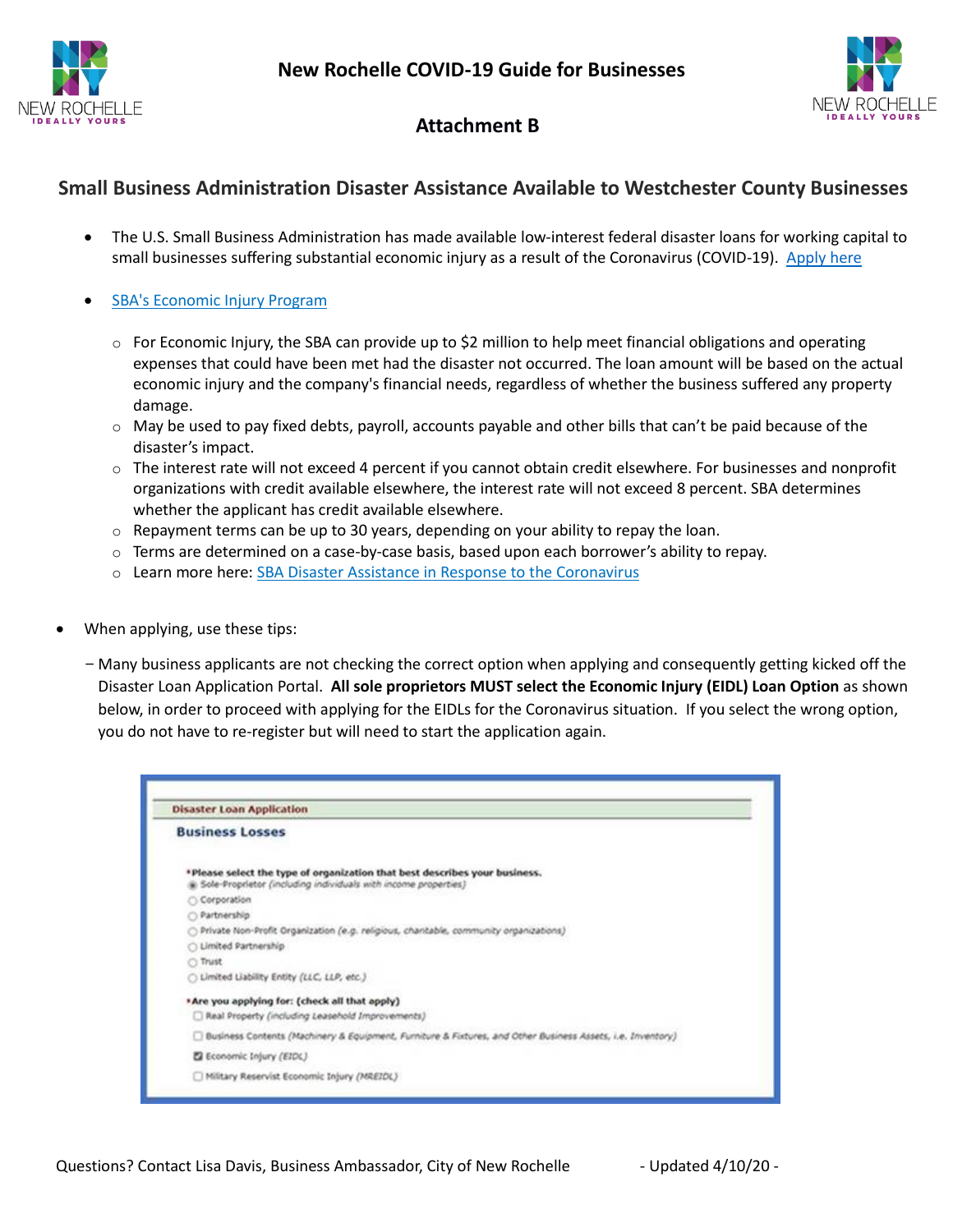## Attachment B

## Small Business Administration Disaster Assistance Available to Westchester County Businesses

- The U.S. Small Business Administration has made available low-interest federal disaster loans for working capital to small businesses suffering substantial economic injury as a result of the Coronavirus (COVID-19). [Apply here]
- [SBA's Economic Injury Program]
  - For Economic Injury, the SBA can provide up to $2 million to help meet financial obligations and operating expenses that could have been met had the disaster not occurred. The loan amount will be based on the actual economic injury and the company's financial needs, regardless of whether the business suffered any property damage.
  - May be used to pay fixed debts, payroll, accounts payable and other bills that can't be paid because of the disaster's impact.
  - The interest rate will not exceed 4 percent if you cannot obtain credit elsewhere. For businesses and nonprofit organizations with credit available elsewhere, the interest rate will not exceed 8 percent. SBA determines whether the applicant has credit available elsewhere.
  - Repayment terms can be up to 30 years, depending on your ability to repay the loan.
  - Terms are determined on a case-by-case basis, based upon each borrower's ability to repay.
  - Learn more here: [SBA Disaster Assistance in Response to the Coronavirus]

- When applying, use these tips:

  − Many business applicants are not checking the correct option when applying and consequently getting kicked off the Disaster Loan Application Portal. **All sole proprietors MUST select the Economic Injury (EIDL) Loan Option** as shown below, in order to proceed with applying for the EIDLs for the Coronavirus situation. If you select the wrong option, you do not have to re-register but will need to start the application again.

Disaster Loan Application

Business Losses

*Please select the type of organization that best describes your business.

- (●) Sole-Proprietor *(including individuals with income properties)*
- ( ) Corporation
- ( ) Partnership
- ( ) Private Non-Profit Organization *(e.g. religious, charitable, community organizations)*
- ( ) Limited Partnership
- ( ) Trust
- ( ) Limited Liability Entity *(LLC, LLP, etc.)*

*Are you applying for: (check all that apply)

- [ ] Real Property *(including Leasehold Improvements)*
- [ ] Business Contents *(Machinery & Equipment, Furniture & Fixtures, and Other Business Assets, i.e. Inventory)*
- [x] Economic Injury *(EIDL)*
- [ ] Military Reservist Economic Injury *(MREIDL)*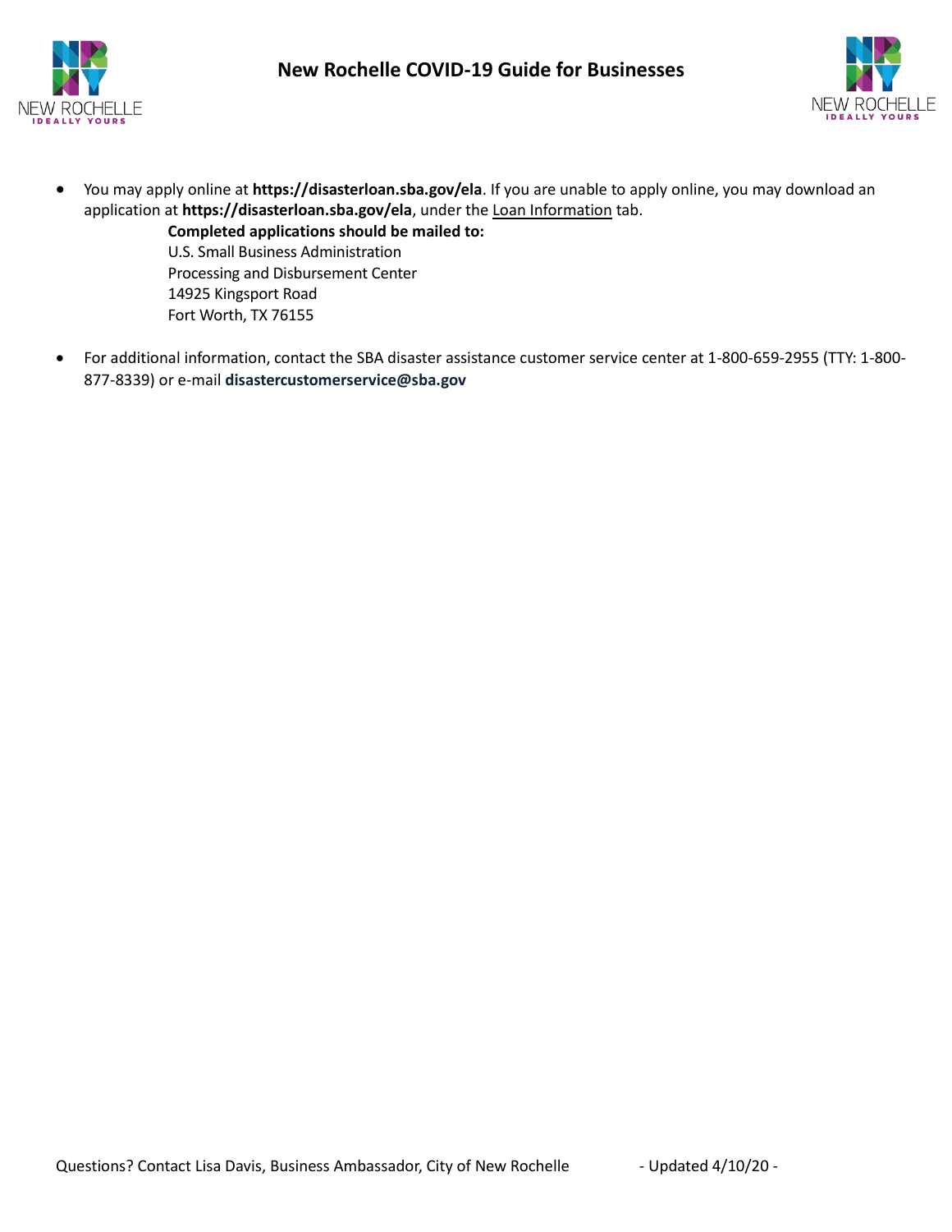- You may apply online at **https://disasterloan.sba.gov/ela**. If you are unable to apply online, you may download an application at **https://disasterloan.sba.gov/ela**, under the Loan Information tab.

  **Completed applications should be mailed to:**
  U.S. Small Business Administration
  Processing and Disbursement Center
  14925 Kingsport Road
  Fort Worth, TX 76155

- For additional information, contact the SBA disaster assistance customer service center at 1-800-659-2955 (TTY: 1-800-877-8339) or e-mail **disastercustomerservice@sba.gov**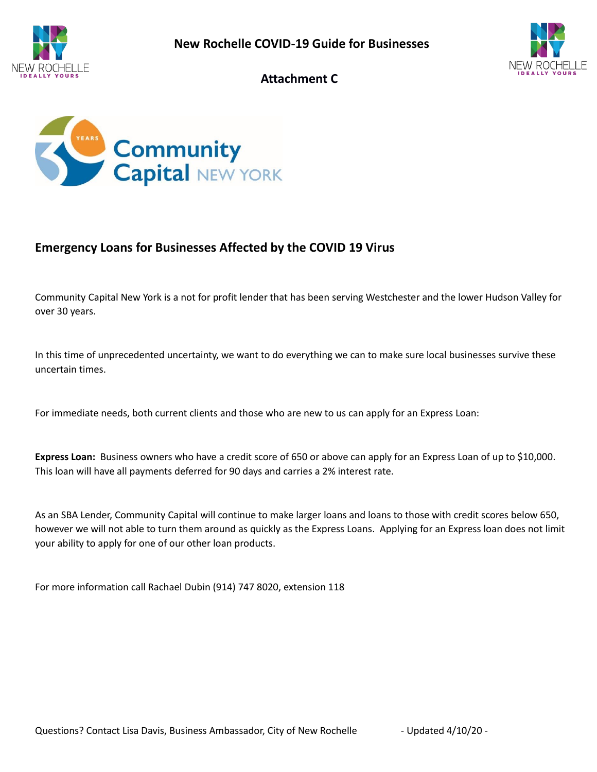# New Rochelle COVID-19 Guide for Businesses

## Attachment C

Community Capital NEW YORK

## Emergency Loans for Businesses Affected by the COVID 19 Virus

Community Capital New York is a not for profit lender that has been serving Westchester and the lower Hudson Valley for over 30 years.

In this time of unprecedented uncertainty, we want to do everything we can to make sure local businesses survive these uncertain times.

For immediate needs, both current clients and those who are new to us can apply for an Express Loan:

**Express Loan:** Business owners who have a credit score of 650 or above can apply for an Express Loan of up to $10,000. This loan will have all payments deferred for 90 days and carries a 2% interest rate.

As an SBA Lender, Community Capital will continue to make larger loans and loans to those with credit scores below 650, however we will not able to turn them around as quickly as the Express Loans. Applying for an Express loan does not limit your ability to apply for one of our other loan products.

For more information call Rachael Dubin (914) 747 8020, extension 118

Questions? Contact Lisa Davis, Business Ambassador, City of New Rochelle - Updated 4/10/20 -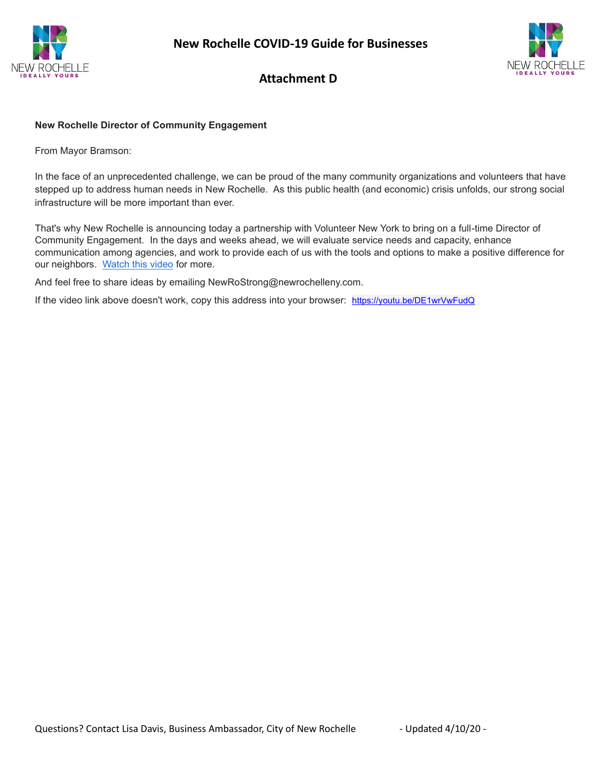# New Rochelle COVID-19 Guide for Businesses

## Attachment D

**New Rochelle Director of Community Engagement**

From Mayor Bramson:

In the face of an unprecedented challenge, we can be proud of the many community organizations and volunteers that have stepped up to address human needs in New Rochelle. As this public health (and economic) crisis unfolds, our strong social infrastructure will be more important than ever.

That's why New Rochelle is announcing today a partnership with Volunteer New York to bring on a full-time Director of Community Engagement. In the days and weeks ahead, we will evaluate service needs and capacity, enhance communication among agencies, and work to provide each of us with the tools and options to make a positive difference for our neighbors. [Watch this video](https://youtu.be/DE1wrVwFudQ) for more.

And feel free to share ideas by emailing NewRoStrong@newrochelleny.com.

If the video link above doesn't work, copy this address into your browser: https://youtu.be/DE1wrVwFudQ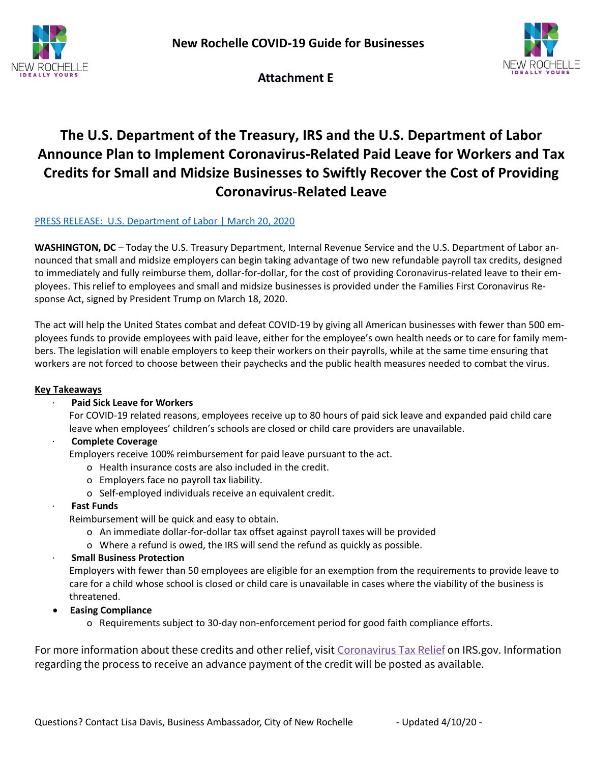# New Rochelle COVID-19 Guide for Businesses

## Attachment E

# The U.S. Department of the Treasury, IRS and the U.S. Department of Labor Announce Plan to Implement Coronavirus-Related Paid Leave for Workers and Tax Credits for Small and Midsize Businesses to Swiftly Recover the Cost of Providing Coronavirus-Related Leave

PRESS RELEASE: U.S. Department of Labor | March 20, 2020

**WASHINGTON, DC** – Today the U.S. Treasury Department, Internal Revenue Service and the U.S. Department of Labor announced that small and midsize employers can begin taking advantage of two new refundable payroll tax credits, designed to immediately and fully reimburse them, dollar-for-dollar, for the cost of providing Coronavirus-related leave to their employees. This relief to employees and small and midsize businesses is provided under the Families First Coronavirus Response Act, signed by President Trump on March 18, 2020.

The act will help the United States combat and defeat COVID-19 by giving all American businesses with fewer than 500 employees funds to provide employees with paid leave, either for the employee's own health needs or to care for family members. The legislation will enable employers to keep their workers on their payrolls, while at the same time ensuring that workers are not forced to choose between their paychecks and the public health measures needed to combat the virus.

**Key Takeaways**

- **Paid Sick Leave for Workers**
  For COVID-19 related reasons, employees receive up to 80 hours of paid sick leave and expanded paid child care leave when employees' children's schools are closed or child care providers are unavailable.
- **Complete Coverage**
  Employers receive 100% reimbursement for paid leave pursuant to the act.
  - Health insurance costs are also included in the credit.
  - Employers face no payroll tax liability.
  - Self-employed individuals receive an equivalent credit.
- **Fast Funds**
  Reimbursement will be quick and easy to obtain.
  - An immediate dollar-for-dollar tax offset against payroll taxes will be provided
  - Where a refund is owed, the IRS will send the refund as quickly as possible.
- **Small Business Protection**
  Employers with fewer than 50 employees are eligible for an exemption from the requirements to provide leave to care for a child whose school is closed or child care is unavailable in cases where the viability of the business is threatened.
- **Easing Compliance**
  - Requirements subject to 30-day non-enforcement period for good faith compliance efforts.

For more information about these credits and other relief, visit Coronavirus Tax Relief on IRS.gov. Information regarding the process to receive an advance payment of the credit will be posted as available.

Questions? Contact Lisa Davis, Business Ambassador, City of New Rochelle - Updated 4/10/20 -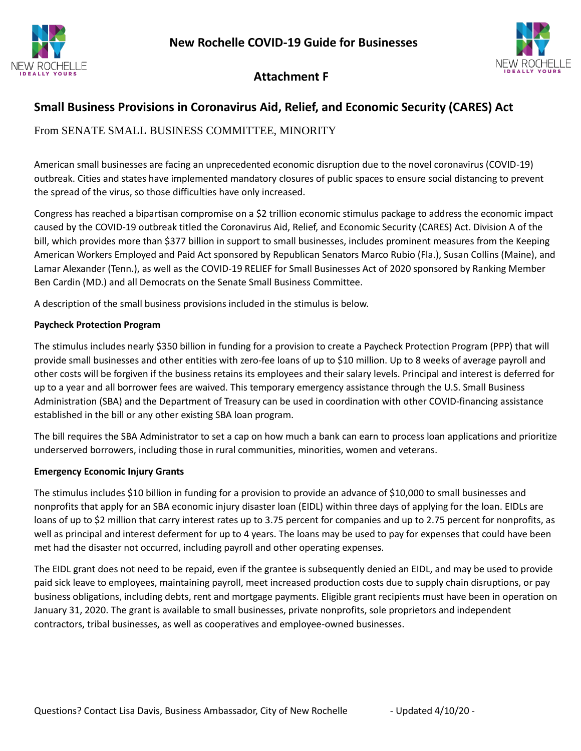# New Rochelle COVID-19 Guide for Businesses

## Attachment F

## Small Business Provisions in Coronavirus Aid, Relief, and Economic Security (CARES) Act

From SENATE SMALL BUSINESS COMMITTEE, MINORITY

American small businesses are facing an unprecedented economic disruption due to the novel coronavirus (COVID-19) outbreak. Cities and states have implemented mandatory closures of public spaces to ensure social distancing to prevent the spread of the virus, so those difficulties have only increased.

Congress has reached a bipartisan compromise on a $2 trillion economic stimulus package to address the economic impact caused by the COVID-19 outbreak titled the Coronavirus Aid, Relief, and Economic Security (CARES) Act. Division A of the bill, which provides more than $377 billion in support to small businesses, includes prominent measures from the Keeping American Workers Employed and Paid Act sponsored by Republican Senators Marco Rubio (Fla.), Susan Collins (Maine), and Lamar Alexander (Tenn.), as well as the COVID-19 RELIEF for Small Businesses Act of 2020 sponsored by Ranking Member Ben Cardin (MD.) and all Democrats on the Senate Small Business Committee.

A description of the small business provisions included in the stimulus is below.

**Paycheck Protection Program**

The stimulus includes nearly $350 billion in funding for a provision to create a Paycheck Protection Program (PPP) that will provide small businesses and other entities with zero-fee loans of up to $10 million. Up to 8 weeks of average payroll and other costs will be forgiven if the business retains its employees and their salary levels. Principal and interest is deferred for up to a year and all borrower fees are waived. This temporary emergency assistance through the U.S. Small Business Administration (SBA) and the Department of Treasury can be used in coordination with other COVID-financing assistance established in the bill or any other existing SBA loan program.

The bill requires the SBA Administrator to set a cap on how much a bank can earn to process loan applications and prioritize underserved borrowers, including those in rural communities, minorities, women and veterans.

**Emergency Economic Injury Grants**

The stimulus includes $10 billion in funding for a provision to provide an advance of $10,000 to small businesses and nonprofits that apply for an SBA economic injury disaster loan (EIDL) within three days of applying for the loan. EIDLs are loans of up to $2 million that carry interest rates up to 3.75 percent for companies and up to 2.75 percent for nonprofits, as well as principal and interest deferment for up to 4 years. The loans may be used to pay for expenses that could have been met had the disaster not occurred, including payroll and other operating expenses.

The EIDL grant does not need to be repaid, even if the grantee is subsequently denied an EIDL, and may be used to provide paid sick leave to employees, maintaining payroll, meet increased production costs due to supply chain disruptions, or pay business obligations, including debts, rent and mortgage payments. Eligible grant recipients must have been in operation on January 31, 2020. The grant is available to small businesses, private nonprofits, sole proprietors and independent contractors, tribal businesses, as well as cooperatives and employee-owned businesses.

Questions? Contact Lisa Davis, Business Ambassador, City of New Rochelle - Updated 4/10/20 -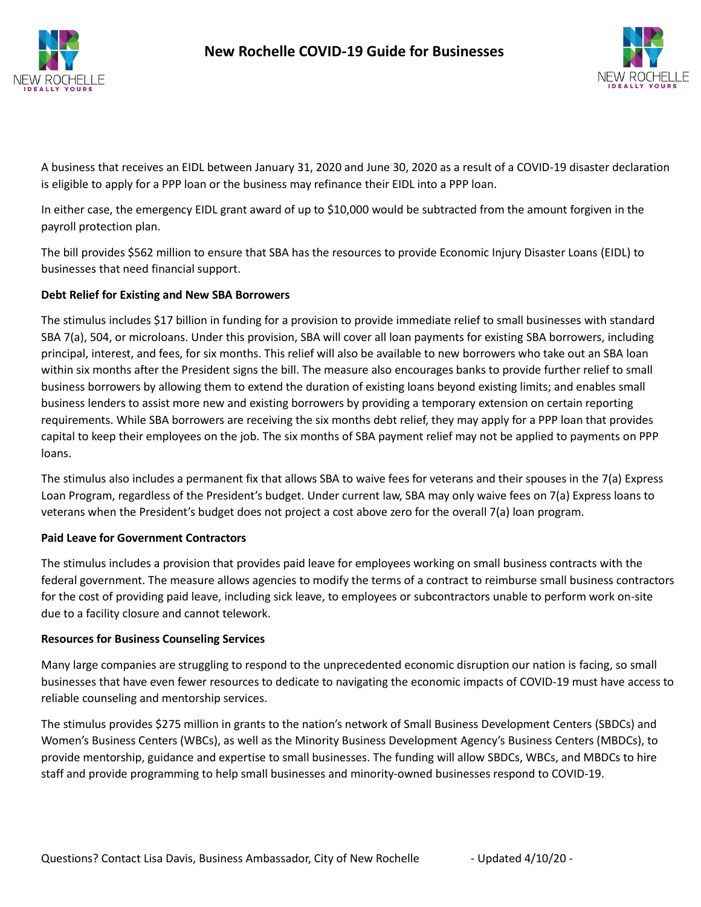A business that receives an EIDL between January 31, 2020 and June 30, 2020 as a result of a COVID-19 disaster declaration is eligible to apply for a PPP loan or the business may refinance their EIDL into a PPP loan.

In either case, the emergency EIDL grant award of up to $10,000 would be subtracted from the amount forgiven in the payroll protection plan.

The bill provides $562 million to ensure that SBA has the resources to provide Economic Injury Disaster Loans (EIDL) to businesses that need financial support.

**Debt Relief for Existing and New SBA Borrowers**

The stimulus includes $17 billion in funding for a provision to provide immediate relief to small businesses with standard SBA 7(a), 504, or microloans. Under this provision, SBA will cover all loan payments for existing SBA borrowers, including principal, interest, and fees, for six months. This relief will also be available to new borrowers who take out an SBA loan within six months after the President signs the bill. The measure also encourages banks to provide further relief to small business borrowers by allowing them to extend the duration of existing loans beyond existing limits; and enables small business lenders to assist more new and existing borrowers by providing a temporary extension on certain reporting requirements. While SBA borrowers are receiving the six months debt relief, they may apply for a PPP loan that provides capital to keep their employees on the job. The six months of SBA payment relief may not be applied to payments on PPP loans.

The stimulus also includes a permanent fix that allows SBA to waive fees for veterans and their spouses in the 7(a) Express Loan Program, regardless of the President's budget. Under current law, SBA may only waive fees on 7(a) Express loans to veterans when the President's budget does not project a cost above zero for the overall 7(a) loan program.

**Paid Leave for Government Contractors**

The stimulus includes a provision that provides paid leave for employees working on small business contracts with the federal government. The measure allows agencies to modify the terms of a contract to reimburse small business contractors for the cost of providing paid leave, including sick leave, to employees or subcontractors unable to perform work on-site due to a facility closure and cannot telework.

**Resources for Business Counseling Services**

Many large companies are struggling to respond to the unprecedented economic disruption our nation is facing, so small businesses that have even fewer resources to dedicate to navigating the economic impacts of COVID-19 must have access to reliable counseling and mentorship services.

The stimulus provides $275 million in grants to the nation's network of Small Business Development Centers (SBDCs) and Women's Business Centers (WBCs), as well as the Minority Business Development Agency's Business Centers (MBDCs), to provide mentorship, guidance and expertise to small businesses. The funding will allow SBDCs, WBCs, and MBDCs to hire staff and provide programming to help small businesses and minority-owned businesses respond to COVID-19.